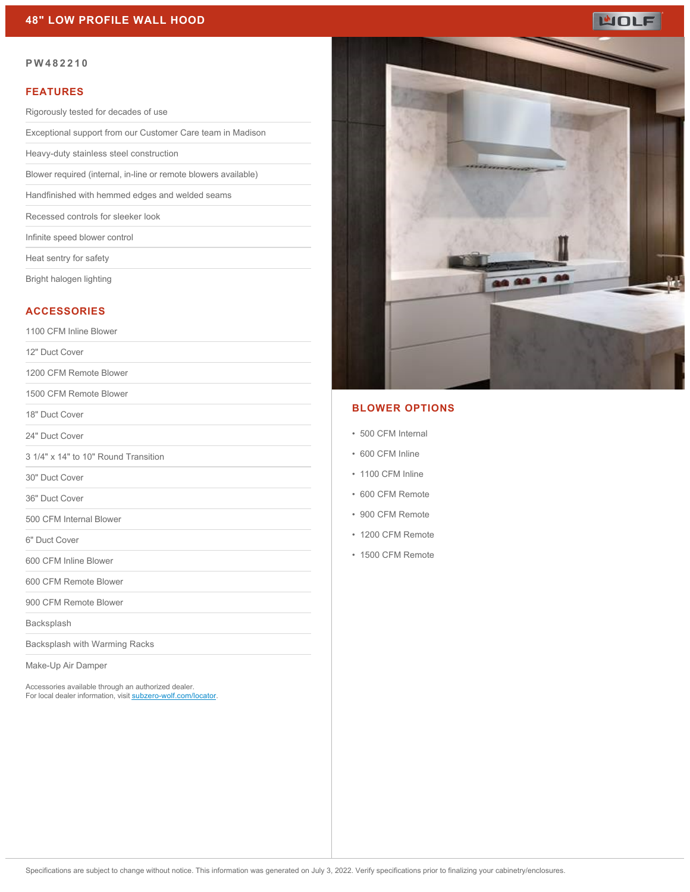# 48" LOW PROFILE WALL HOOD

**PW482210**

## FEATURES

- Rigorously tested for decades of use
- Exceptional support from our Customer Care team in Madison
- Heavy-duty stainless steel construction
- Blower required (internal, in-line or remote blowers available)
- Handfinished with hemmed edges and welded seams
- Recessed controls for sleeker look
- Infinite speed blower control
- Heat sentry for safety
- Bright halogen lighting

## ACCESSORIES

- 1100 CFM Inline Blower
- 12" Duct Cover
- 1200 CFM Remote Blower
- 1500 CFM Remote Blower
- 18" Duct Cover
- 24" Duct Cover
- 3 1/4" x 14" to 10" Round Transition
- 30" Duct Cover
- 36" Duct Cover
- 500 CFM Internal Blower
- 6" Duct Cover
- 600 CFM Inline Blower
- 600 CFM Remote Blower
- 900 CFM Remote Blower
- Backsplash
- Backsplash with Warming Racks
- Make-Up Air Damper

Accessories available through an authorized dealer.
For local dealer information, visit [subzero-wolf.com/locator](subzero-wolf.com/locator).

## BLOWER OPTIONS

- 500 CFM Internal
- 600 CFM Inline
- 1100 CFM Inline
- 600 CFM Remote
- 900 CFM Remote
- 1200 CFM Remote
- 1500 CFM Remote

Specifications are subject to change without notice. This information was generated on July 3, 2022. Verify specifications prior to finalizing your cabinetry/enclosures.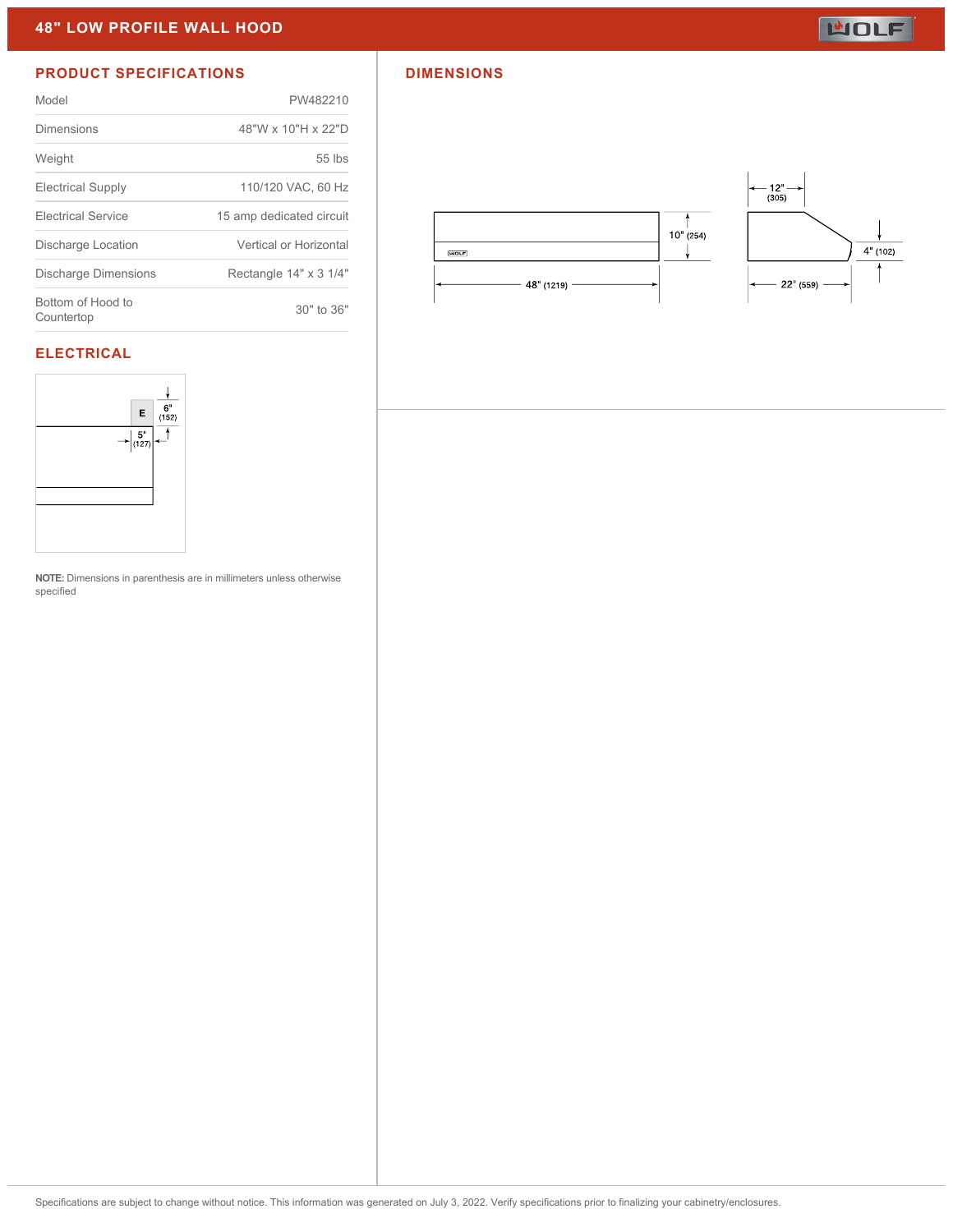# 48" LOW PROFILE WALL HOOD

## PRODUCT SPECIFICATIONS

| | |
|---|---|
| Model | PW482210 |
| Dimensions | 48"W x 10"H x 22"D |
| Weight | 55 lbs |
| Electrical Supply | 110/120 VAC, 60 Hz |
| Electrical Service | 15 amp dedicated circuit |
| Discharge Location | Vertical or Horizontal |
| Discharge Dimensions | Rectangle 14" x 3 1/4" |
| Bottom of Hood to Countertop | 30" to 36" |

## ELECTRICAL

E

6" (152)

5" (127)

**NOTE:** Dimensions in parenthesis are in millimeters unless otherwise specified

## DIMENSIONS

10" (254)

48" (1219)

12" (305)

4" (102)

22" (559)

Specifications are subject to change without notice. This information was generated on July 3, 2022. Verify specifications prior to finalizing your cabinetry/enclosures.